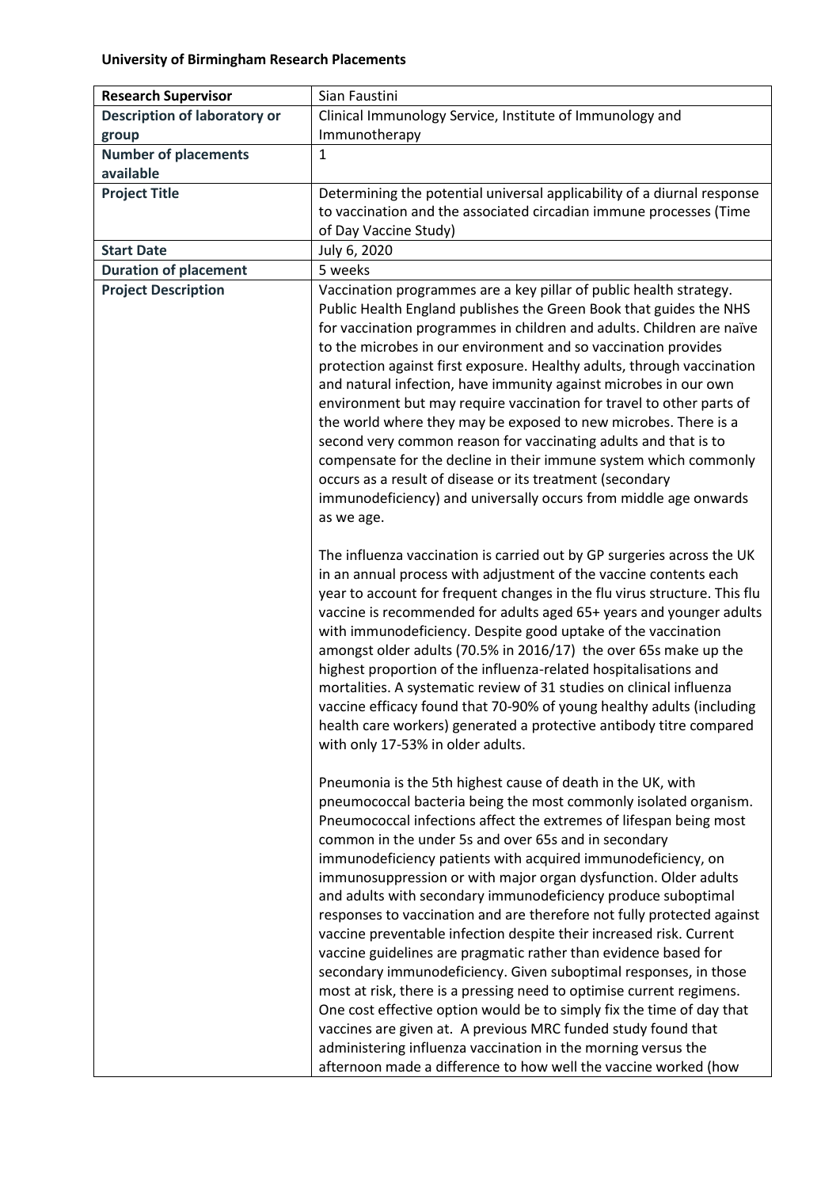**University of Birmingham Research Placements**

| | |
|---|---|
| **Research Supervisor** | Sian Faustini |
| **Description of laboratory or group** | Clinical Immunology Service, Institute of Immunology and Immunotherapy |
| **Number of placements available** | 1 |
| **Project Title** | Determining the potential universal applicability of a diurnal response to vaccination and the associated circadian immune processes (Time of Day Vaccine Study) |
| **Start Date** | July 6, 2020 |
| **Duration of placement** | 5 weeks |
| **Project Description** | Vaccination programmes are a key pillar of public health strategy. Public Health England publishes the Green Book that guides the NHS for vaccination programmes in children and adults. Children are naïve to the microbes in our environment and so vaccination provides protection against first exposure. Healthy adults, through vaccination and natural infection, have immunity against microbes in our own environment but may require vaccination for travel to other parts of the world where they may be exposed to new microbes. There is a second very common reason for vaccinating adults and that is to compensate for the decline in their immune system which commonly occurs as a result of disease or its treatment (secondary immunodeficiency) and universally occurs from middle age onwards as we age.<br><br>The influenza vaccination is carried out by GP surgeries across the UK in an annual process with adjustment of the vaccine contents each year to account for frequent changes in the flu virus structure. This flu vaccine is recommended for adults aged 65+ years and younger adults with immunodeficiency. Despite good uptake of the vaccination amongst older adults (70.5% in 2016/17) the over 65s make up the highest proportion of the influenza-related hospitalisations and mortalities. A systematic review of 31 studies on clinical influenza vaccine efficacy found that 70-90% of young healthy adults (including health care workers) generated a protective antibody titre compared with only 17-53% in older adults.<br><br>Pneumonia is the 5th highest cause of death in the UK, with pneumococcal bacteria being the most commonly isolated organism. Pneumococcal infections affect the extremes of lifespan being most common in the under 5s and over 65s and in secondary immunodeficiency patients with acquired immunodeficiency, on immunosuppression or with major organ dysfunction. Older adults and adults with secondary immunodeficiency produce suboptimal responses to vaccination and are therefore not fully protected against vaccine preventable infection despite their increased risk. Current vaccine guidelines are pragmatic rather than evidence based for secondary immunodeficiency. Given suboptimal responses, in those most at risk, there is a pressing need to optimise current regimens. One cost effective option would be to simply fix the time of day that vaccines are given at. A previous MRC funded study found that administering influenza vaccination in the morning versus the afternoon made a difference to how well the vaccine worked (how |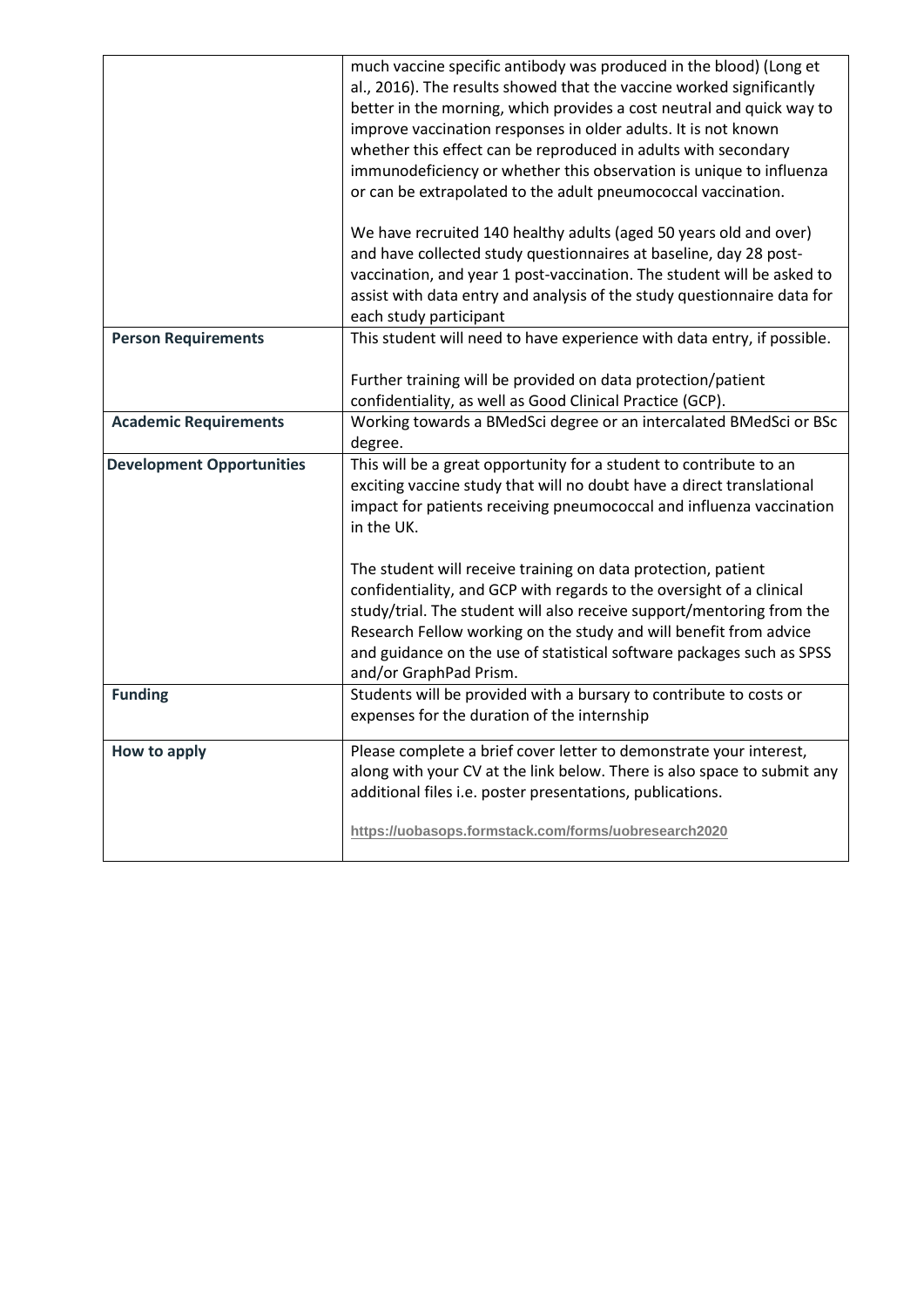| | |
|---|---|
| | much vaccine specific antibody was produced in the blood) (Long et al., 2016). The results showed that the vaccine worked significantly better in the morning, which provides a cost neutral and quick way to improve vaccination responses in older adults. It is not known whether this effect can be reproduced in adults with secondary immunodeficiency or whether this observation is unique to influenza or can be extrapolated to the adult pneumococcal vaccination.<br><br>We have recruited 140 healthy adults (aged 50 years old and over) and have collected study questionnaires at baseline, day 28 post-vaccination, and year 1 post-vaccination. The student will be asked to assist with data entry and analysis of the study questionnaire data for each study participant |
| **Person Requirements** | This student will need to have experience with data entry, if possible.<br><br>Further training will be provided on data protection/patient confidentiality, as well as Good Clinical Practice (GCP). |
| **Academic Requirements** | Working towards a BMedSci degree or an intercalated BMedSci or BSc degree. |
| **Development Opportunities** | This will be a great opportunity for a student to contribute to an exciting vaccine study that will no doubt have a direct translational impact for patients receiving pneumococcal and influenza vaccination in the UK.<br><br>The student will receive training on data protection, patient confidentiality, and GCP with regards to the oversight of a clinical study/trial. The student will also receive support/mentoring from the Research Fellow working on the study and will benefit from advice and guidance on the use of statistical software packages such as SPSS and/or GraphPad Prism. |
| **Funding** | Students will be provided with a bursary to contribute to costs or expenses for the duration of the internship |
| **How to apply** | Please complete a brief cover letter to demonstrate your interest, along with your CV at the link below. There is also space to submit any additional files i.e. poster presentations, publications.<br><br>https://uobasops.formstack.com/forms/uobresearch2020 |